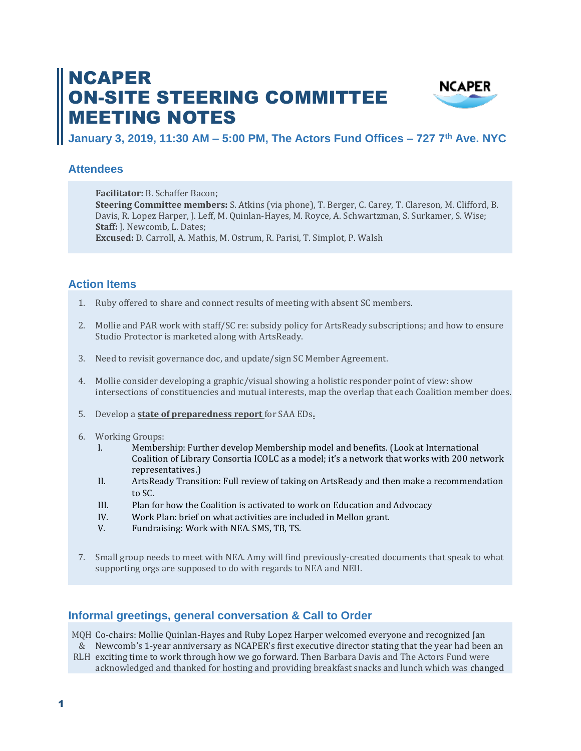# NCAPER ON-SITE STEERING COMMITTEE MEETING NOTES

**January 3, 2019, 11:30 AM – 5:00 PM, The Actors Fund Offices – 727 7th Ave. NYC**

## Attendees

**Facilitator:** B. Schaffer Bacon;
**Steering Committee members:** S. Atkins (via phone), T. Berger, C. Carey, T. Clareson, M. Clifford, B. Davis, R. Lopez Harper, J. Leff, M. Quinlan-Hayes, M. Royce, A. Schwartzman, S. Surkamer, S. Wise;
**Staff:** J. Newcomb, L. Dates;
**Excused:** D. Carroll, A. Mathis, M. Ostrum, R. Parisi, T. Simplot, P. Walsh

## Action Items

1. Ruby offered to share and connect results of meeting with absent SC members.
2. Mollie and PAR work with staff/SC re: subsidy policy for ArtsReady subscriptions; and how to ensure Studio Protector is marketed along with ArtsReady.
3. Need to revisit governance doc, and update/sign SC Member Agreement.
4. Mollie consider developing a graphic/visual showing a holistic responder point of view: show intersections of constituencies and mutual interests, map the overlap that each Coalition member does.
5. Develop a **state of preparedness report** for SAA EDs.
6. Working Groups:
   - I. Membership: Further develop Membership model and benefits. (Look at International Coalition of Library Consortia ICOLC as a model; it's a network that works with 200 network representatives.)
   - II. ArtsReady Transition: Full review of taking on ArtsReady and then make a recommendation to SC.
   - III. Plan for how the Coalition is activated to work on Education and Advocacy
   - IV. Work Plan: brief on what activities are included in Mellon grant.
   - V. Fundraising: Work with NEA. SMS, TB, TS.
7. Small group needs to meet with NEA. Amy will find previously-created documents that speak to what supporting orgs are supposed to do with regards to NEA and NEH.

## Informal greetings, general conversation & Call to Order

MQH & RLH — Co-chairs: Mollie Quinlan-Hayes and Ruby Lopez Harper welcomed everyone and recognized Jan Newcomb's 1-year anniversary as NCAPER's first executive director stating that the year had been an exciting time to work through how we go forward. Then Barbara Davis and The Actors Fund were acknowledged and thanked for hosting and providing breakfast snacks and lunch which was changed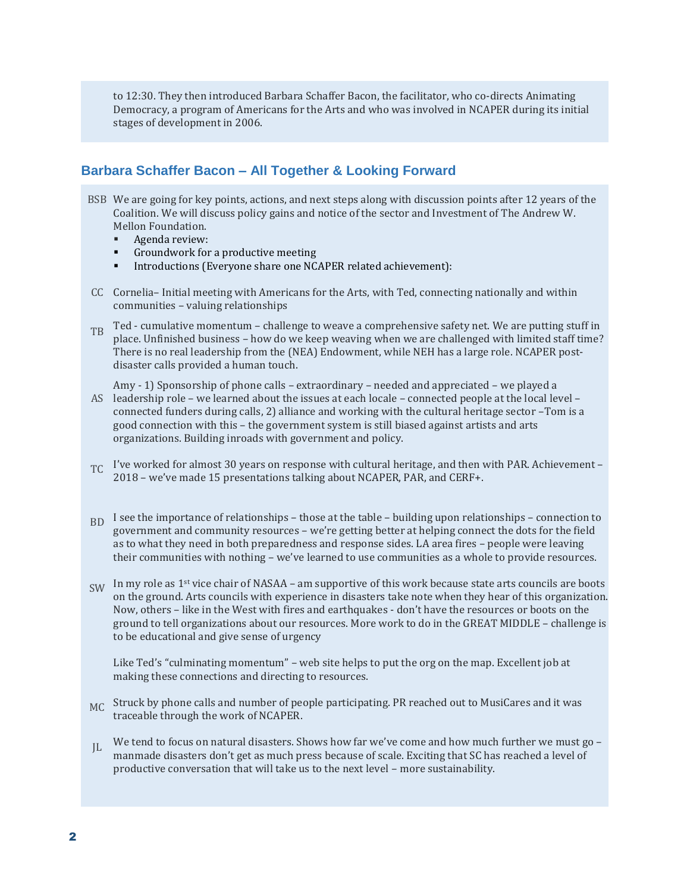to 12:30. They then introduced Barbara Schaffer Bacon, the facilitator, who co-directs Animating Democracy, a program of Americans for the Arts and who was involved in NCAPER during its initial stages of development in 2006.

## Barbara Schaffer Bacon – All Together & Looking Forward

BSB We are going for key points, actions, and next steps along with discussion points after 12 years of the Coalition. We will discuss policy gains and notice of the sector and Investment of The Andrew W. Mellon Foundation.

- Agenda review:
- Groundwork for a productive meeting
- Introductions (Everyone share one NCAPER related achievement):

CC Cornelia– Initial meeting with Americans for the Arts, with Ted, connecting nationally and within communities – valuing relationships

TB Ted - cumulative momentum – challenge to weave a comprehensive safety net. We are putting stuff in place. Unfinished business – how do we keep weaving when we are challenged with limited staff time? There is no real leadership from the (NEA) Endowment, while NEH has a large role. NCAPER post-disaster calls provided a human touch.

AS Amy - 1) Sponsorship of phone calls – extraordinary – needed and appreciated – we played a leadership role – we learned about the issues at each locale – connected people at the local level – connected funders during calls, 2) alliance and working with the cultural heritage sector –Tom is a good connection with this – the government system is still biased against artists and arts organizations. Building inroads with government and policy.

TC I've worked for almost 30 years on response with cultural heritage, and then with PAR. Achievement – 2018 – we've made 15 presentations talking about NCAPER, PAR, and CERF+.

BD I see the importance of relationships – those at the table – building upon relationships – connection to government and community resources – we're getting better at helping connect the dots for the field as to what they need in both preparedness and response sides. LA area fires – people were leaving their communities with nothing – we've learned to use communities as a whole to provide resources.

SW In my role as 1st vice chair of NASAA – am supportive of this work because state arts councils are boots on the ground. Arts councils with experience in disasters take note when they hear of this organization. Now, others – like in the West with fires and earthquakes - don't have the resources or boots on the ground to tell organizations about our resources. More work to do in the GREAT MIDDLE – challenge is to be educational and give sense of urgency

Like Ted's "culminating momentum" – web site helps to put the org on the map. Excellent job at making these connections and directing to resources.

MC Struck by phone calls and number of people participating. PR reached out to MusiCares and it was traceable through the work of NCAPER.

JL We tend to focus on natural disasters. Shows how far we've come and how much further we must go – manmade disasters don't get as much press because of scale. Exciting that SC has reached a level of productive conversation that will take us to the next level – more sustainability.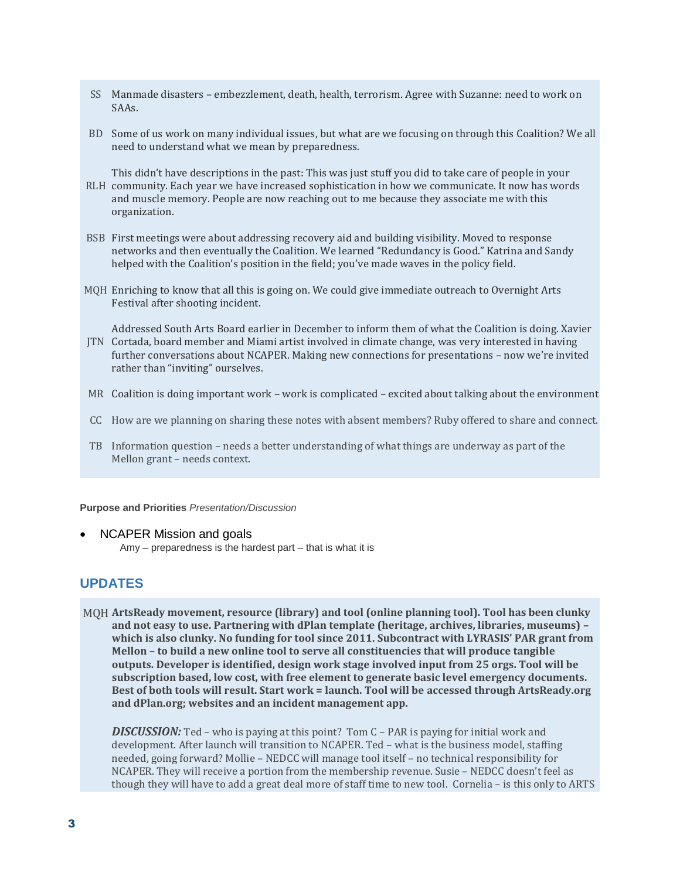| | |
|---|---|
| SS | Manmade disasters – embezzlement, death, health, terrorism. Agree with Suzanne: need to work on SAAs. |
| BD | Some of us work on many individual issues, but what are we focusing on through this Coalition? We all need to understand what we mean by preparedness. |
| RLH | This didn't have descriptions in the past: This was just stuff you did to take care of people in your community. Each year we have increased sophistication in how we communicate. It now has words and muscle memory. People are now reaching out to me because they associate me with this organization. |
| BSB | First meetings were about addressing recovery aid and building visibility. Moved to response networks and then eventually the Coalition. We learned "Redundancy is Good." Katrina and Sandy helped with the Coalition's position in the field; you've made waves in the policy field. |
| MQH | Enriching to know that all this is going on. We could give immediate outreach to Overnight Arts Festival after shooting incident. |
| JTN | Addressed South Arts Board earlier in December to inform them of what the Coalition is doing. Xavier Cortada, board member and Miami artist involved in climate change, was very interested in having further conversations about NCAPER. Making new connections for presentations – now we're invited rather than "inviting" ourselves. |
| MR | Coalition is doing important work – work is complicated – excited about talking about the environment |
| CC | How are we planning on sharing these notes with absent members? Ruby offered to share and connect. |
| TB | Information question – needs a better understanding of what things are underway as part of the Mellon grant – needs context. |

**Purpose and Priorities** *Presentation/Discussion*

- NCAPER Mission and goals
  
  Amy – preparedness is the hardest part – that is what it is

## UPDATES

MQH **ArtsReady movement, resource (library) and tool (online planning tool). Tool has been clunky and not easy to use. Partnering with dPlan template (heritage, archives, libraries, museums) – which is also clunky. No funding for tool since 2011. Subcontract with LYRASIS' PAR grant from Mellon – to build a new online tool to serve all constituencies that will produce tangible outputs. Developer is identified, design work stage involved input from 25 orgs. Tool will be subscription based, low cost, with free element to generate basic level emergency documents. Best of both tools will result. Start work = launch. Tool will be accessed through ArtsReady.org and dPlan.org; websites and an incident management app.**

***DISCUSSION:*** Ted – who is paying at this point? Tom C – PAR is paying for initial work and development. After launch will transition to NCAPER. Ted – what is the business model, staffing needed, going forward? Mollie – NEDCC will manage tool itself – no technical responsibility for NCAPER. They will receive a portion from the membership revenue. Susie – NEDCC doesn't feel as though they will have to add a great deal more of staff time to new tool. Cornelia – is this only to ARTS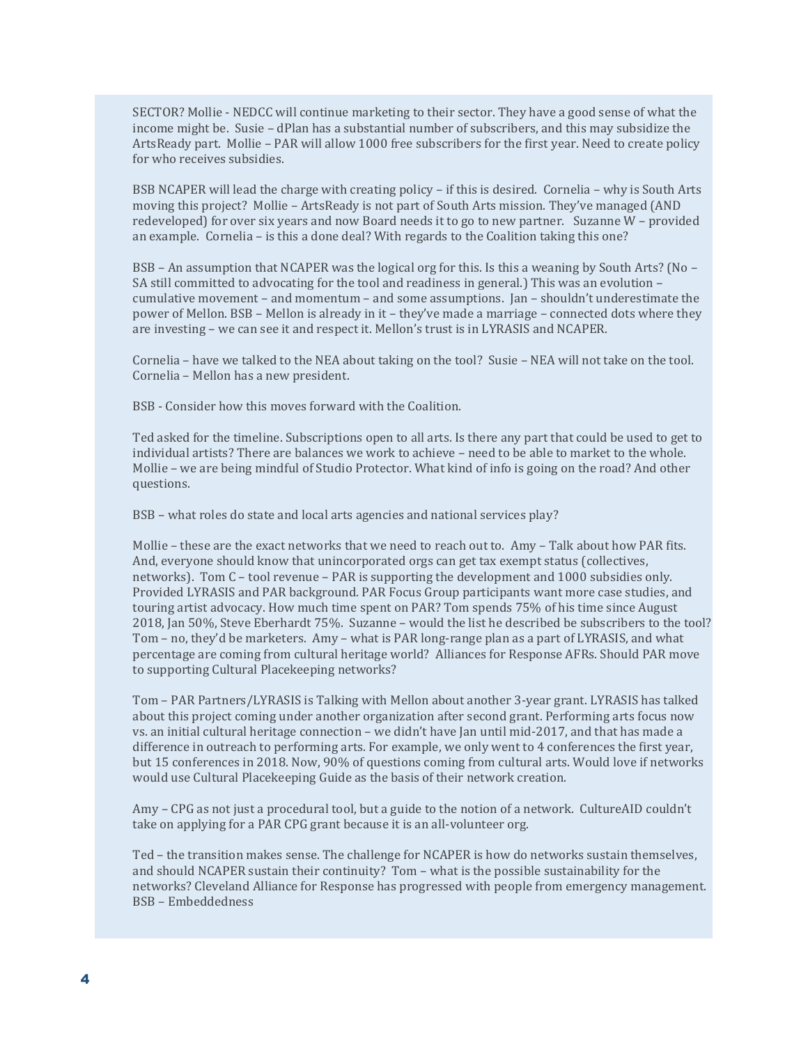SECTOR? Mollie - NEDCC will continue marketing to their sector. They have a good sense of what the income might be. Susie – dPlan has a substantial number of subscribers, and this may subsidize the ArtsReady part. Mollie – PAR will allow 1000 free subscribers for the first year. Need to create policy for who receives subsidies.

BSB NCAPER will lead the charge with creating policy – if this is desired. Cornelia – why is South Arts moving this project? Mollie – ArtsReady is not part of South Arts mission. They've managed (AND redeveloped) for over six years and now Board needs it to go to new partner. Suzanne W – provided an example. Cornelia – is this a done deal? With regards to the Coalition taking this one?

BSB – An assumption that NCAPER was the logical org for this. Is this a weaning by South Arts? (No – SA still committed to advocating for the tool and readiness in general.) This was an evolution – cumulative movement – and momentum – and some assumptions. Jan – shouldn't underestimate the power of Mellon. BSB – Mellon is already in it – they've made a marriage – connected dots where they are investing – we can see it and respect it. Mellon's trust is in LYRASIS and NCAPER.

Cornelia – have we talked to the NEA about taking on the tool? Susie – NEA will not take on the tool. Cornelia – Mellon has a new president.

BSB - Consider how this moves forward with the Coalition.

Ted asked for the timeline. Subscriptions open to all arts. Is there any part that could be used to get to individual artists? There are balances we work to achieve – need to be able to market to the whole. Mollie – we are being mindful of Studio Protector. What kind of info is going on the road? And other questions.

BSB – what roles do state and local arts agencies and national services play?

Mollie – these are the exact networks that we need to reach out to. Amy – Talk about how PAR fits. And, everyone should know that unincorporated orgs can get tax exempt status (collectives, networks). Tom C – tool revenue – PAR is supporting the development and 1000 subsidies only. Provided LYRASIS and PAR background. PAR Focus Group participants want more case studies, and touring artist advocacy. How much time spent on PAR? Tom spends 75% of his time since August 2018, Jan 50%, Steve Eberhardt 75%. Suzanne – would the list he described be subscribers to the tool? Tom – no, they'd be marketers. Amy – what is PAR long-range plan as a part of LYRASIS, and what percentage are coming from cultural heritage world? Alliances for Response AFRs. Should PAR move to supporting Cultural Placekeeping networks?

Tom – PAR Partners/LYRASIS is Talking with Mellon about another 3-year grant. LYRASIS has talked about this project coming under another organization after second grant. Performing arts focus now vs. an initial cultural heritage connection – we didn't have Jan until mid-2017, and that has made a difference in outreach to performing arts. For example, we only went to 4 conferences the first year, but 15 conferences in 2018. Now, 90% of questions coming from cultural arts. Would love if networks would use Cultural Placekeeping Guide as the basis of their network creation.

Amy – CPG as not just a procedural tool, but a guide to the notion of a network. CultureAID couldn't take on applying for a PAR CPG grant because it is an all-volunteer org.

Ted – the transition makes sense. The challenge for NCAPER is how do networks sustain themselves, and should NCAPER sustain their continuity? Tom – what is the possible sustainability for the networks? Cleveland Alliance for Response has progressed with people from emergency management. BSB – Embeddedness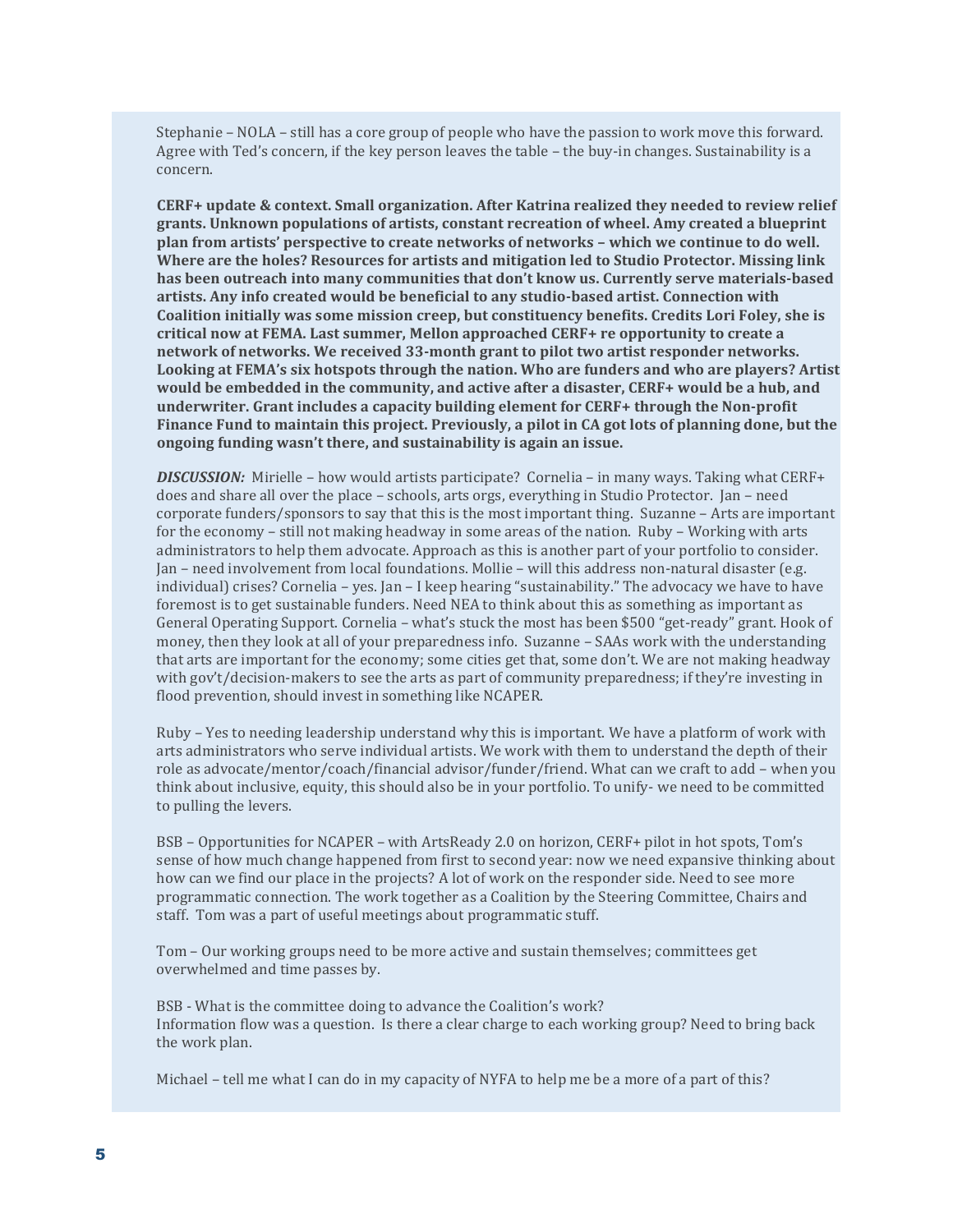Stephanie – NOLA – still has a core group of people who have the passion to work move this forward. Agree with Ted's concern, if the key person leaves the table – the buy-in changes. Sustainability is a concern.

**CERF+ update & context. Small organization. After Katrina realized they needed to review relief grants. Unknown populations of artists, constant recreation of wheel. Amy created a blueprint plan from artists' perspective to create networks of networks – which we continue to do well. Where are the holes? Resources for artists and mitigation led to Studio Protector. Missing link has been outreach into many communities that don't know us. Currently serve materials-based artists. Any info created would be beneficial to any studio-based artist. Connection with Coalition initially was some mission creep, but constituency benefits. Credits Lori Foley, she is critical now at FEMA. Last summer, Mellon approached CERF+ re opportunity to create a network of networks. We received 33-month grant to pilot two artist responder networks. Looking at FEMA's six hotspots through the nation. Who are funders and who are players? Artist would be embedded in the community, and active after a disaster, CERF+ would be a hub, and underwriter. Grant includes a capacity building element for CERF+ through the Non-profit Finance Fund to maintain this project. Previously, a pilot in CA got lots of planning done, but the ongoing funding wasn't there, and sustainability is again an issue.**

***DISCUSSION:*** Mirielle – how would artists participate? Cornelia – in many ways. Taking what CERF+ does and share all over the place – schools, arts orgs, everything in Studio Protector. Jan – need corporate funders/sponsors to say that this is the most important thing. Suzanne – Arts are important for the economy – still not making headway in some areas of the nation. Ruby – Working with arts administrators to help them advocate. Approach as this is another part of your portfolio to consider. Jan – need involvement from local foundations. Mollie – will this address non-natural disaster (e.g. individual) crises? Cornelia – yes. Jan – I keep hearing "sustainability." The advocacy we have to have foremost is to get sustainable funders. Need NEA to think about this as something as important as General Operating Support. Cornelia – what's stuck the most has been $500 "get-ready" grant. Hook of money, then they look at all of your preparedness info. Suzanne – SAAs work with the understanding that arts are important for the economy; some cities get that, some don't. We are not making headway with gov't/decision-makers to see the arts as part of community preparedness; if they're investing in flood prevention, should invest in something like NCAPER.

Ruby – Yes to needing leadership understand why this is important. We have a platform of work with arts administrators who serve individual artists. We work with them to understand the depth of their role as advocate/mentor/coach/financial advisor/funder/friend. What can we craft to add – when you think about inclusive, equity, this should also be in your portfolio. To unify- we need to be committed to pulling the levers.

BSB – Opportunities for NCAPER – with ArtsReady 2.0 on horizon, CERF+ pilot in hot spots, Tom's sense of how much change happened from first to second year: now we need expansive thinking about how can we find our place in the projects? A lot of work on the responder side. Need to see more programmatic connection. The work together as a Coalition by the Steering Committee, Chairs and staff. Tom was a part of useful meetings about programmatic stuff.

Tom – Our working groups need to be more active and sustain themselves; committees get overwhelmed and time passes by.

BSB - What is the committee doing to advance the Coalition's work?
Information flow was a question. Is there a clear charge to each working group? Need to bring back the work plan.

Michael – tell me what I can do in my capacity of NYFA to help me be a more of a part of this?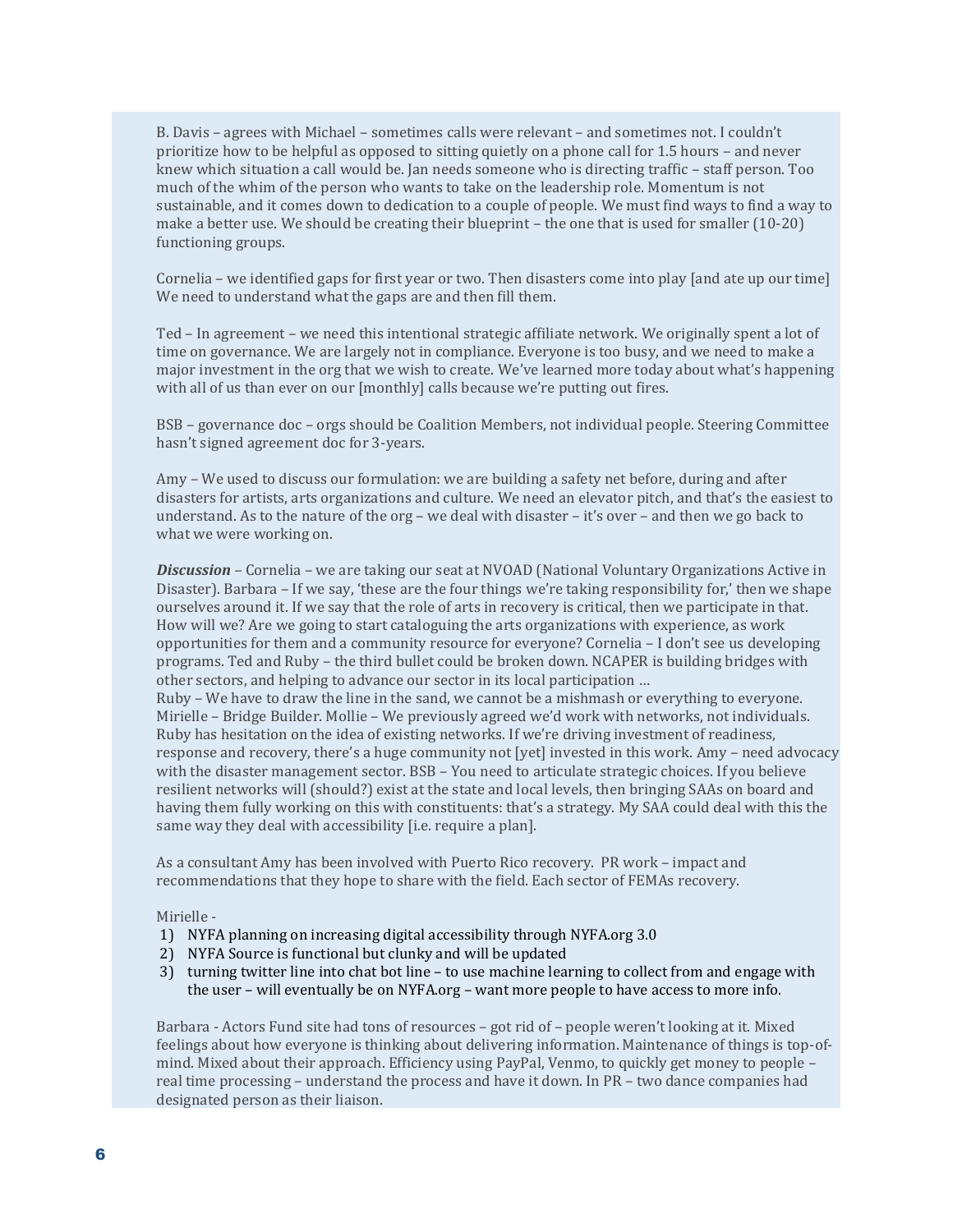B. Davis – agrees with Michael – sometimes calls were relevant – and sometimes not. I couldn't prioritize how to be helpful as opposed to sitting quietly on a phone call for 1.5 hours – and never knew which situation a call would be. Jan needs someone who is directing traffic – staff person. Too much of the whim of the person who wants to take on the leadership role. Momentum is not sustainable, and it comes down to dedication to a couple of people. We must find ways to find a way to make a better use. We should be creating their blueprint – the one that is used for smaller (10-20) functioning groups.

Cornelia – we identified gaps for first year or two. Then disasters come into play [and ate up our time] We need to understand what the gaps are and then fill them.

Ted – In agreement – we need this intentional strategic affiliate network. We originally spent a lot of time on governance. We are largely not in compliance. Everyone is too busy, and we need to make a major investment in the org that we wish to create. We've learned more today about what's happening with all of us than ever on our [monthly] calls because we're putting out fires.

BSB – governance doc – orgs should be Coalition Members, not individual people. Steering Committee hasn't signed agreement doc for 3-years.

Amy – We used to discuss our formulation: we are building a safety net before, during and after disasters for artists, arts organizations and culture. We need an elevator pitch, and that's the easiest to understand. As to the nature of the org – we deal with disaster – it's over – and then we go back to what we were working on.

***Discussion*** – Cornelia – we are taking our seat at NVOAD (National Voluntary Organizations Active in Disaster). Barbara – If we say, 'these are the four things we're taking responsibility for,' then we shape ourselves around it. If we say that the role of arts in recovery is critical, then we participate in that. How will we? Are we going to start cataloguing the arts organizations with experience, as work opportunities for them and a community resource for everyone? Cornelia – I don't see us developing programs. Ted and Ruby – the third bullet could be broken down. NCAPER is building bridges with other sectors, and helping to advance our sector in its local participation …
Ruby – We have to draw the line in the sand, we cannot be a mishmash or everything to everyone. Mirielle – Bridge Builder. Mollie – We previously agreed we'd work with networks, not individuals. Ruby has hesitation on the idea of existing networks. If we're driving investment of readiness, response and recovery, there's a huge community not [yet] invested in this work. Amy – need advocacy with the disaster management sector. BSB – You need to articulate strategic choices. If you believe resilient networks will (should?) exist at the state and local levels, then bringing SAAs on board and having them fully working on this with constituents: that's a strategy. My SAA could deal with this the same way they deal with accessibility [i.e. require a plan].

As a consultant Amy has been involved with Puerto Rico recovery. PR work – impact and recommendations that they hope to share with the field. Each sector of FEMAs recovery.

Mirielle -

1) NYFA planning on increasing digital accessibility through NYFA.org 3.0
2) NYFA Source is functional but clunky and will be updated
3) turning twitter line into chat bot line – to use machine learning to collect from and engage with the user – will eventually be on NYFA.org – want more people to have access to more info.

Barbara - Actors Fund site had tons of resources – got rid of – people weren't looking at it. Mixed feelings about how everyone is thinking about delivering information. Maintenance of things is top-of-mind. Mixed about their approach. Efficiency using PayPal, Venmo, to quickly get money to people – real time processing – understand the process and have it down. In PR – two dance companies had designated person as their liaison.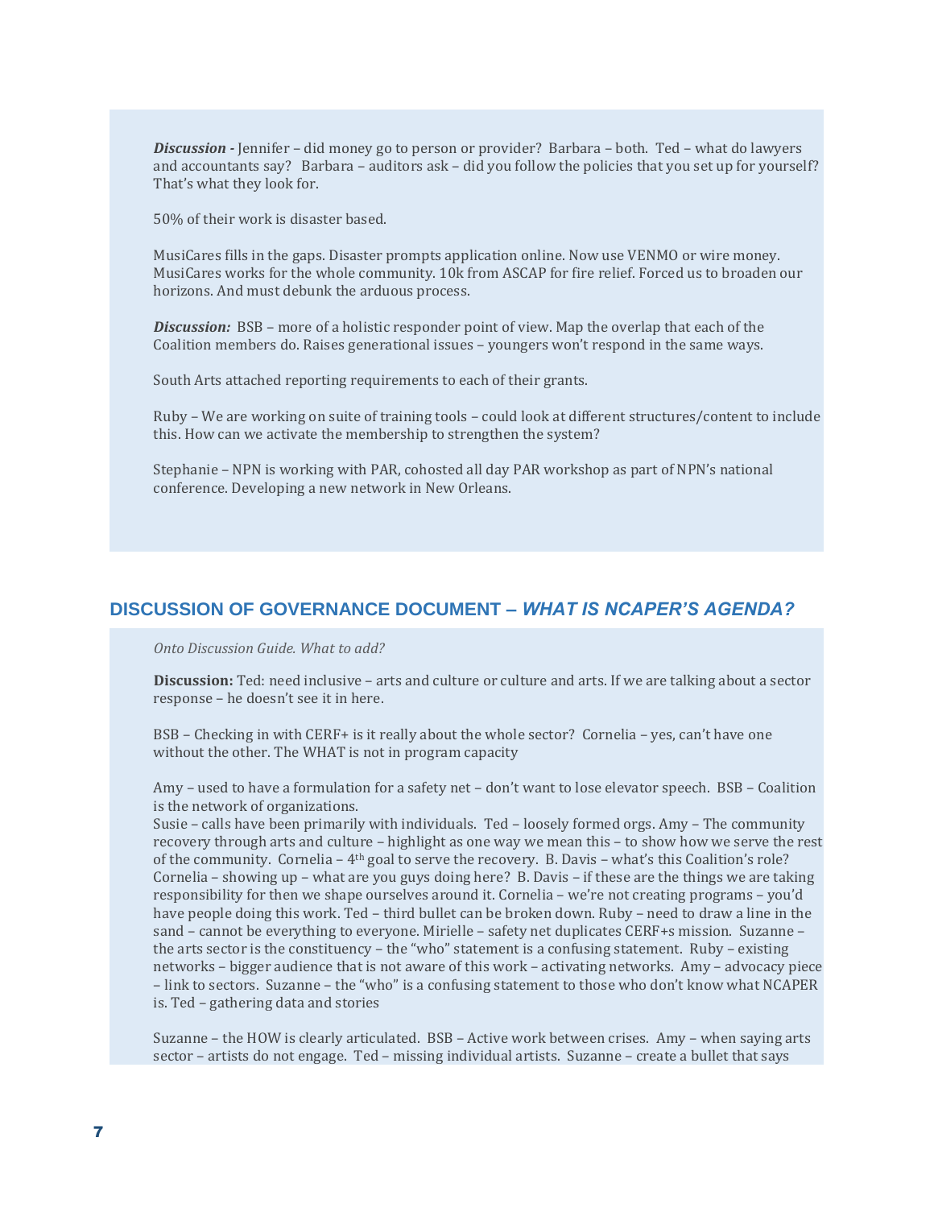***Discussion -*** Jennifer – did money go to person or provider? Barbara – both. Ted – what do lawyers and accountants say? Barbara – auditors ask – did you follow the policies that you set up for yourself? That's what they look for.

50% of their work is disaster based.

MusiCares fills in the gaps. Disaster prompts application online. Now use VENMO or wire money. MusiCares works for the whole community. 10k from ASCAP for fire relief. Forced us to broaden our horizons. And must debunk the arduous process.

***Discussion:*** BSB – more of a holistic responder point of view. Map the overlap that each of the Coalition members do. Raises generational issues – youngers won't respond in the same ways.

South Arts attached reporting requirements to each of their grants.

Ruby – We are working on suite of training tools – could look at different structures/content to include this. How can we activate the membership to strengthen the system?

Stephanie – NPN is working with PAR, cohosted all day PAR workshop as part of NPN's national conference. Developing a new network in New Orleans.

## DISCUSSION OF GOVERNANCE DOCUMENT – *WHAT IS NCAPER'S AGENDA?*

*Onto Discussion Guide. What to add?*

**Discussion:** Ted: need inclusive – arts and culture or culture and arts. If we are talking about a sector response – he doesn't see it in here.

BSB – Checking in with CERF+ is it really about the whole sector? Cornelia – yes, can't have one without the other. The WHAT is not in program capacity

Amy – used to have a formulation for a safety net – don't want to lose elevator speech. BSB – Coalition is the network of organizations.
Susie – calls have been primarily with individuals. Ted – loosely formed orgs. Amy – The community recovery through arts and culture – highlight as one way we mean this – to show how we serve the rest of the community. Cornelia – 4th goal to serve the recovery. B. Davis – what's this Coalition's role? Cornelia – showing up – what are you guys doing here? B. Davis – if these are the things we are taking responsibility for then we shape ourselves around it. Cornelia – we're not creating programs – you'd have people doing this work. Ted – third bullet can be broken down. Ruby – need to draw a line in the sand – cannot be everything to everyone. Mirielle – safety net duplicates CERF+s mission. Suzanne – the arts sector is the constituency – the "who" statement is a confusing statement. Ruby – existing networks – bigger audience that is not aware of this work – activating networks. Amy – advocacy piece – link to sectors. Suzanne – the "who" is a confusing statement to those who don't know what NCAPER is. Ted – gathering data and stories

Suzanne – the HOW is clearly articulated. BSB – Active work between crises. Amy – when saying arts sector – artists do not engage. Ted – missing individual artists. Suzanne – create a bullet that says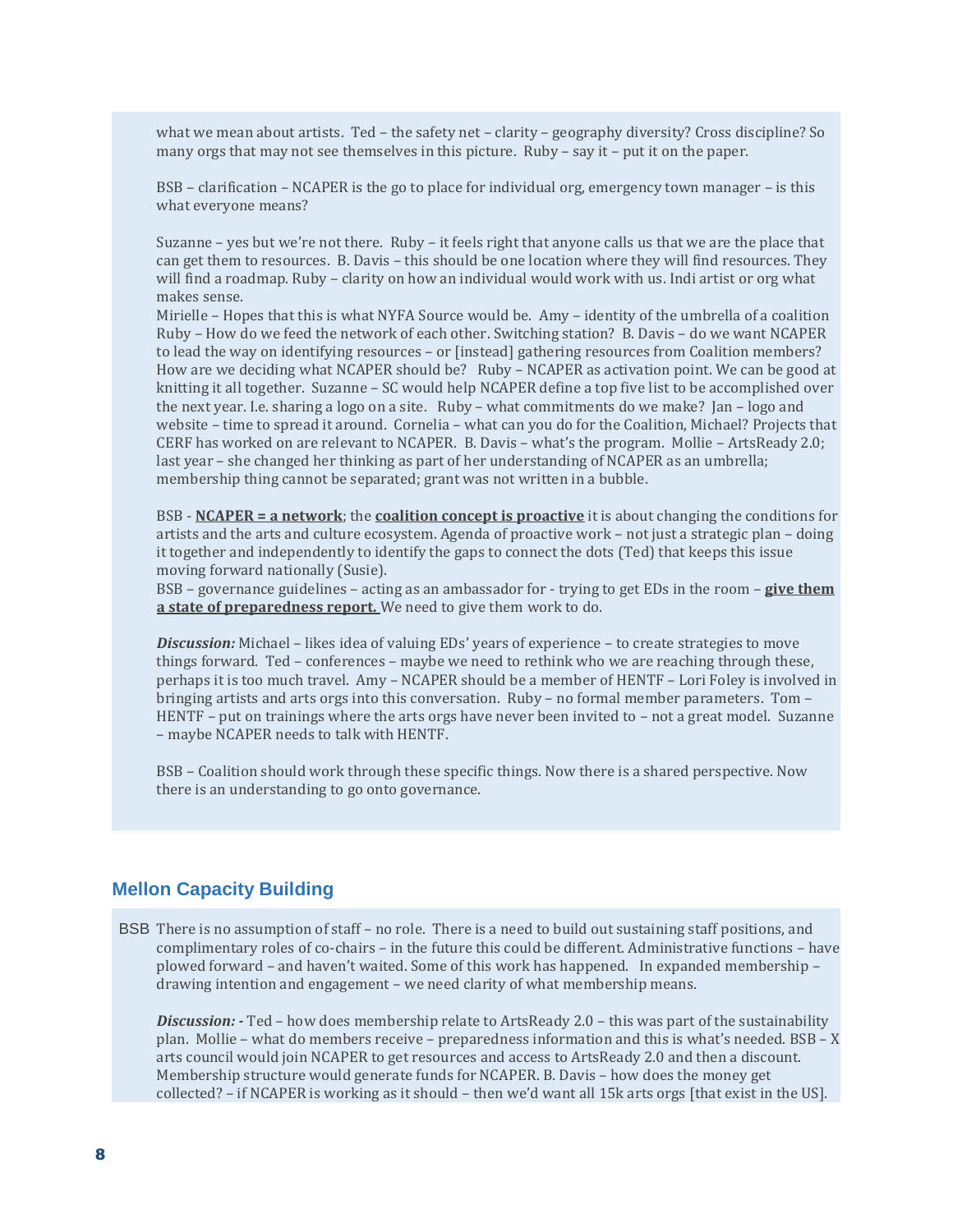what we mean about artists. Ted – the safety net – clarity – geography diversity? Cross discipline? So many orgs that may not see themselves in this picture. Ruby – say it – put it on the paper.

BSB – clarification – NCAPER is the go to place for individual org, emergency town manager – is this what everyone means?

Suzanne – yes but we're not there. Ruby – it feels right that anyone calls us that we are the place that can get them to resources. B. Davis – this should be one location where they will find resources. They will find a roadmap. Ruby – clarity on how an individual would work with us. Indi artist or org what makes sense.
Mirielle – Hopes that this is what NYFA Source would be. Amy – identity of the umbrella of a coalition Ruby – How do we feed the network of each other. Switching station? B. Davis – do we want NCAPER to lead the way on identifying resources – or [instead] gathering resources from Coalition members? How are we deciding what NCAPER should be? Ruby – NCAPER as activation point. We can be good at knitting it all together. Suzanne – SC would help NCAPER define a top five list to be accomplished over the next year. I.e. sharing a logo on a site. Ruby – what commitments do we make? Jan – logo and website – time to spread it around. Cornelia – what can you do for the Coalition, Michael? Projects that CERF has worked on are relevant to NCAPER. B. Davis – what's the program. Mollie – ArtsReady 2.0; last year – she changed her thinking as part of her understanding of NCAPER as an umbrella; membership thing cannot be separated; grant was not written in a bubble.

BSB - **NCAPER = a network**; the **coalition concept is proactive** it is about changing the conditions for artists and the arts and culture ecosystem. Agenda of proactive work – not just a strategic plan – doing it together and independently to identify the gaps to connect the dots (Ted) that keeps this issue moving forward nationally (Susie).
BSB – governance guidelines – acting as an ambassador for - trying to get EDs in the room – **give them a state of preparedness report.** We need to give them work to do.

***Discussion:*** Michael – likes idea of valuing EDs' years of experience – to create strategies to move things forward. Ted – conferences – maybe we need to rethink who we are reaching through these, perhaps it is too much travel. Amy – NCAPER should be a member of HENTF – Lori Foley is involved in bringing artists and arts orgs into this conversation. Ruby – no formal member parameters. Tom – HENTF – put on trainings where the arts orgs have never been invited to – not a great model. Suzanne – maybe NCAPER needs to talk with HENTF.

BSB – Coalition should work through these specific things. Now there is a shared perspective. Now there is an understanding to go onto governance.

## Mellon Capacity Building

BSB There is no assumption of staff – no role. There is a need to build out sustaining staff positions, and complimentary roles of co-chairs – in the future this could be different. Administrative functions – have plowed forward – and haven't waited. Some of this work has happened. In expanded membership – drawing intention and engagement – we need clarity of what membership means.

***Discussion: -*** Ted – how does membership relate to ArtsReady 2.0 – this was part of the sustainability plan. Mollie – what do members receive – preparedness information and this is what's needed. BSB – X arts council would join NCAPER to get resources and access to ArtsReady 2.0 and then a discount. Membership structure would generate funds for NCAPER. B. Davis – how does the money get collected? – if NCAPER is working as it should – then we'd want all 15k arts orgs [that exist in the US].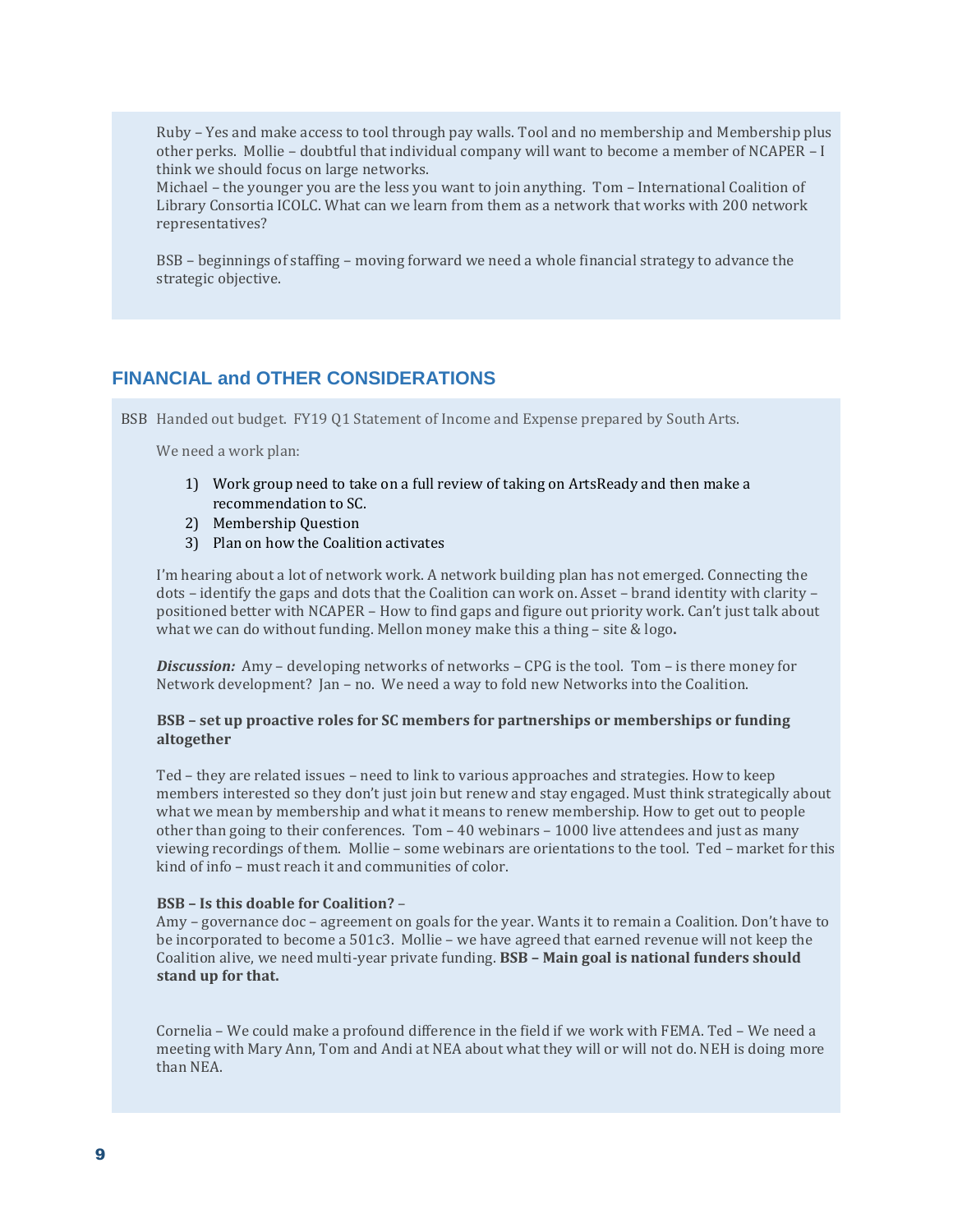Ruby – Yes and make access to tool through pay walls. Tool and no membership and Membership plus other perks. Mollie – doubtful that individual company will want to become a member of NCAPER – I think we should focus on large networks.
Michael – the younger you are the less you want to join anything. Tom – International Coalition of Library Consortia ICOLC. What can we learn from them as a network that works with 200 network representatives?

BSB – beginnings of staffing – moving forward we need a whole financial strategy to advance the strategic objective.

## FINANCIAL and OTHER CONSIDERATIONS

BSB Handed out budget. FY19 Q1 Statement of Income and Expense prepared by South Arts.

We need a work plan:

1) Work group need to take on a full review of taking on ArtsReady and then make a recommendation to SC.
2) Membership Question
3) Plan on how the Coalition activates

I'm hearing about a lot of network work. A network building plan has not emerged. Connecting the dots – identify the gaps and dots that the Coalition can work on. Asset – brand identity with clarity – positioned better with NCAPER – How to find gaps and figure out priority work. Can't just talk about what we can do without funding. Mellon money make this a thing – site & logo**.**

***Discussion:*** Amy – developing networks of networks – CPG is the tool. Tom – is there money for Network development? Jan – no. We need a way to fold new Networks into the Coalition.

**BSB – set up proactive roles for SC members for partnerships or memberships or funding altogether**

Ted – they are related issues – need to link to various approaches and strategies. How to keep members interested so they don't just join but renew and stay engaged. Must think strategically about what we mean by membership and what it means to renew membership. How to get out to people other than going to their conferences. Tom – 40 webinars – 1000 live attendees and just as many viewing recordings of them. Mollie – some webinars are orientations to the tool. Ted – market for this kind of info – must reach it and communities of color.

**BSB – Is this doable for Coalition?** –
Amy – governance doc – agreement on goals for the year. Wants it to remain a Coalition. Don't have to be incorporated to become a 501c3. Mollie – we have agreed that earned revenue will not keep the Coalition alive, we need multi-year private funding. **BSB – Main goal is national funders should stand up for that.**

Cornelia – We could make a profound difference in the field if we work with FEMA. Ted – We need a meeting with Mary Ann, Tom and Andi at NEA about what they will or will not do. NEH is doing more than NEA.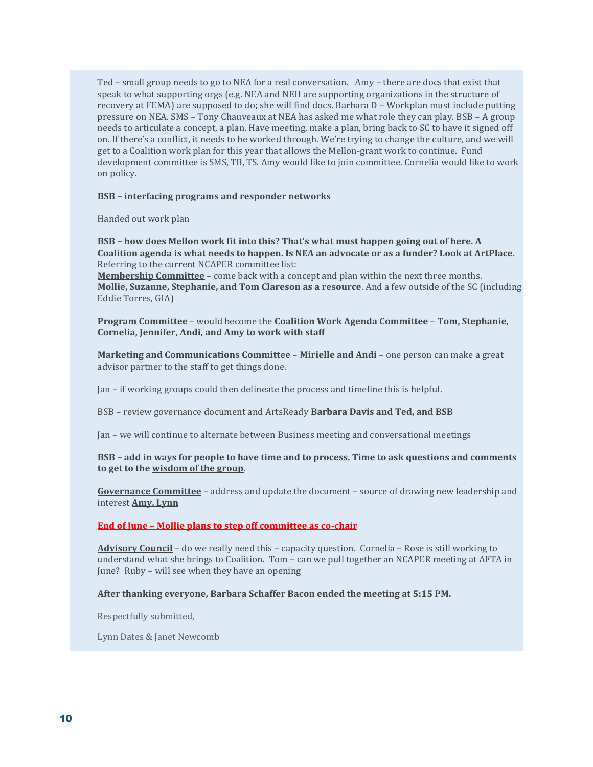Ted – small group needs to go to NEA for a real conversation. Amy – there are docs that exist that speak to what supporting orgs (e.g. NEA and NEH are supporting organizations in the structure of recovery at FEMA) are supposed to do; she will find docs. Barbara D – Workplan must include putting pressure on NEA. SMS – Tony Chauveaux at NEA has asked me what role they can play. BSB – A group needs to articulate a concept, a plan. Have meeting, make a plan, bring back to SC to have it signed off on. If there's a conflict, it needs to be worked through. We're trying to change the culture, and we will get to a Coalition work plan for this year that allows the Mellon-grant work to continue. Fund development committee is SMS, TB, TS. Amy would like to join committee. Cornelia would like to work on policy.

**BSB – interfacing programs and responder networks**

Handed out work plan

**BSB – how does Mellon work fit into this? That's what must happen going out of here. A Coalition agenda is what needs to happen. Is NEA an advocate or as a funder? Look at ArtPlace.**
Referring to the current NCAPER committee list:
**Membership Committee** – come back with a concept and plan within the next three months. **Mollie, Suzanne, Stephanie, and Tom Clareson as a resource**. And a few outside of the SC (including Eddie Torres, GIA)

**Program Committee** – would become the **Coalition Work Agenda Committee** – **Tom, Stephanie, Cornelia, Jennifer, Andi, and Amy to work with staff**

**Marketing and Communications Committee** – **Mirielle and Andi** – one person can make a great advisor partner to the staff to get things done.

Jan – if working groups could then delineate the process and timeline this is helpful.

BSB – review governance document and ArtsReady **Barbara Davis and Ted, and BSB**

Jan – we will continue to alternate between Business meeting and conversational meetings

**BSB – add in ways for people to have time and to process. Time to ask questions and comments to get to the wisdom of the group.**

**Governance Committee** – address and update the document – source of drawing new leadership and interest **Amy, Lynn**

**End of June – Mollie plans to step off committee as co-chair**

**Advisory Council** – do we really need this – capacity question. Cornelia – Rose is still working to understand what she brings to Coalition. Tom – can we pull together an NCAPER meeting at AFTA in June? Ruby – will see when they have an opening

**After thanking everyone, Barbara Schaffer Bacon ended the meeting at 5:15 PM.**

Respectfully submitted,

Lynn Dates & Janet Newcomb